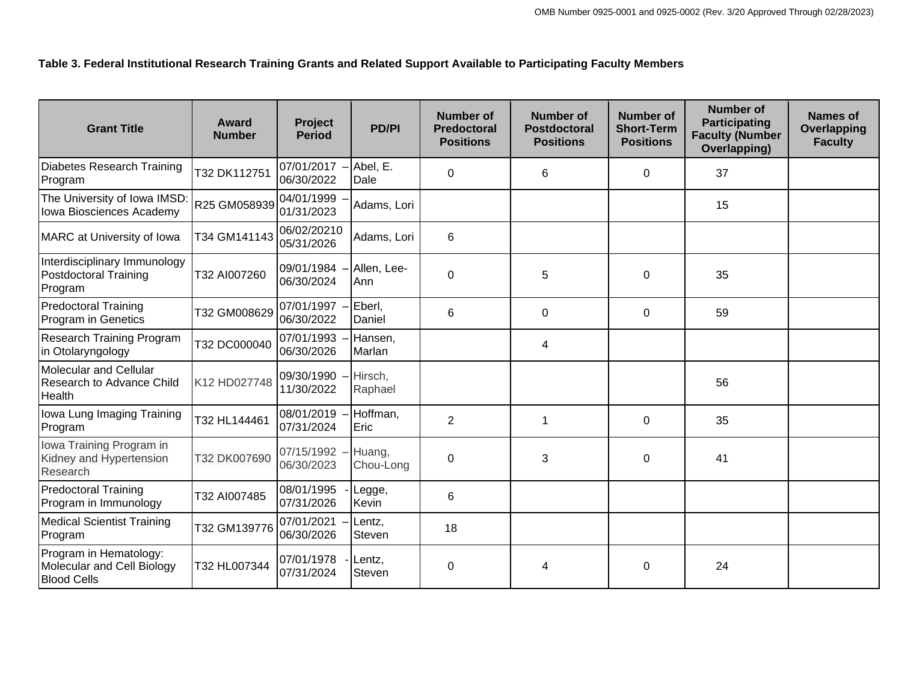**Table 3. Federal Institutional Research Training Grants and Related Support Available to Participating Faculty Members**

| Grant Title | Award Number | Project Period | PD/PI | Number of Predoctoral Positions | Number of Postdoctoral Positions | Number of Short-Term Positions | Number of Participating Faculty (Number Overlapping) | Names of Overlapping Faculty |
|---|---|---|---|---|---|---|---|---|
| Diabetes Research Training Program | T32 DK112751 | 07/01/2017 – 06/30/2022 | Abel, E. Dale | 0 | 6 | 0 | 37 | |
| The University of Iowa IMSD: Iowa Biosciences Academy | R25 GM058939 | 04/01/1999 – 01/31/2023 | Adams, Lori | | | | 15 | |
| MARC at University of Iowa | T34 GM141143 | 06/02/20210 05/31/2026 | Adams, Lori | 6 | | | | |
| Interdisciplinary Immunology Postdoctoral Training Program | T32 AI007260 | 09/01/1984 – 06/30/2024 | Allen, Lee-Ann | 0 | 5 | 0 | 35 | |
| Predoctoral Training Program in Genetics | T32 GM008629 | 07/01/1997 – 06/30/2022 | Eberl, Daniel | 6 | 0 | 0 | 59 | |
| Research Training Program in Otolaryngology | T32 DC000040 | 07/01/1993 – 06/30/2026 | Hansen, Marlan | | 4 | | | |
| Molecular and Cellular Research to Advance Child Health | K12 HD027748 | 09/30/1990 – 11/30/2022 | Hirsch, Raphael | | | | 56 | |
| Iowa Lung Imaging Training Program | T32 HL144461 | 08/01/2019 – 07/31/2024 | Hoffman, Eric | 2 | 1 | 0 | 35 | |
| Iowa Training Program in Kidney and Hypertension Research | T32 DK007690 | 07/15/1992 – 06/30/2023 | Huang, Chou-Long | 0 | 3 | 0 | 41 | |
| Predoctoral Training Program in Immunology | T32 AI007485 | 08/01/1995 - 07/31/2026 | Legge, Kevin | 6 | | | | |
| Medical Scientist Training Program | T32 GM139776 | 07/01/2021 – 06/30/2026 | Lentz, Steven | 18 | | | | |
| Program in Hematology: Molecular and Cell Biology Blood Cells | T32 HL007344 | 07/01/1978 - 07/31/2024 | Lentz, Steven | 0 | 4 | 0 | 24 | |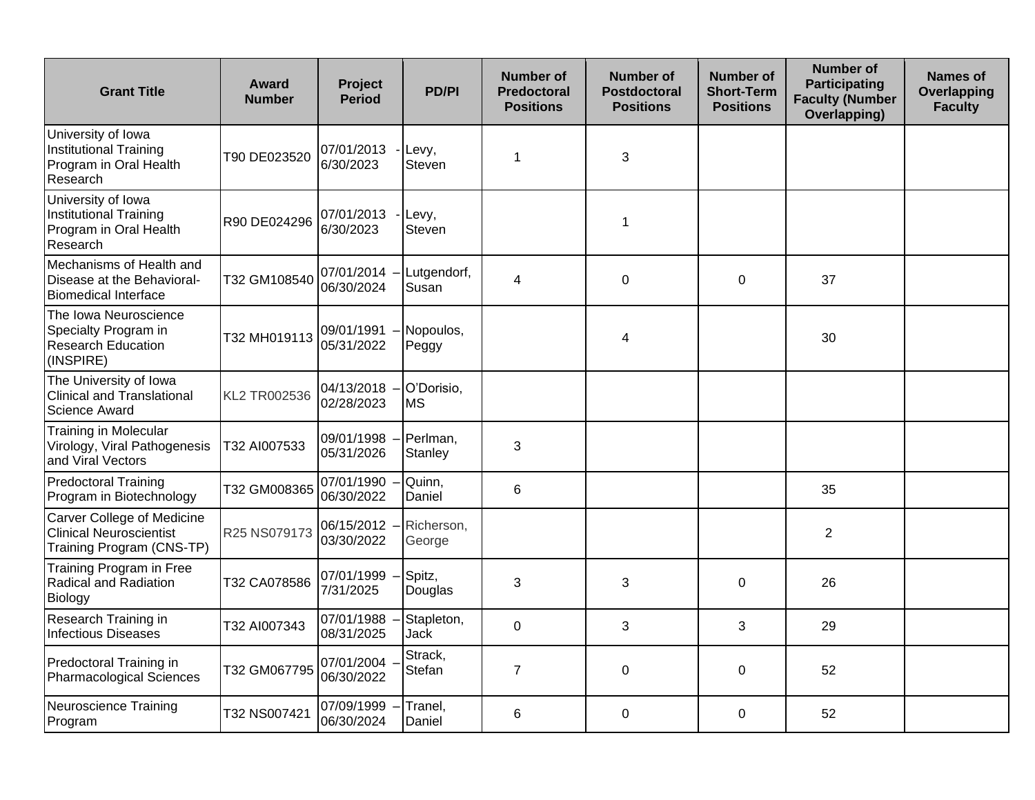| Grant Title | Award Number | Project Period | PD/PI | Number of Predoctoral Positions | Number of Postdoctoral Positions | Number of Short-Term Positions | Number of Participating Faculty (Number Overlapping) | Names of Overlapping Faculty |
|---|---|---|---|---|---|---|---|---|
| University of Iowa Institutional Training Program in Oral Health Research | T90 DE023520 | 07/01/2013 - 6/30/2023 | Levy, Steven | 1 | 3 | | | |
| University of Iowa Institutional Training Program in Oral Health Research | R90 DE024296 | 07/01/2013 - 6/30/2023 | Levy, Steven | | 1 | | | |
| Mechanisms of Health and Disease at the Behavioral-Biomedical Interface | T32 GM108540 | 07/01/2014 – 06/30/2024 | Lutgendorf, Susan | 4 | 0 | 0 | 37 | |
| The Iowa Neuroscience Specialty Program in Research Education (INSPIRE) | T32 MH019113 | 09/01/1991 – 05/31/2022 | Nopoulos, Peggy | | 4 | | 30 | |
| The University of Iowa Clinical and Translational Science Award | KL2 TR002536 | 04/13/2018 – 02/28/2023 | O'Dorisio, MS | | | | | |
| Training in Molecular Virology, Viral Pathogenesis and Viral Vectors | T32 AI007533 | 09/01/1998 – 05/31/2026 | Perlman, Stanley | 3 | | | | |
| Predoctoral Training Program in Biotechnology | T32 GM008365 | 07/01/1990 – 06/30/2022 | Quinn, Daniel | 6 | | | 35 | |
| Carver College of Medicine Clinical Neuroscientist Training Program (CNS-TP) | R25 NS079173 | 06/15/2012 – 03/30/2022 | Richerson, George | | | | 2 | |
| Training Program in Free Radical and Radiation Biology | T32 CA078586 | 07/01/1999 – 7/31/2025 | Spitz, Douglas | 3 | 3 | 0 | 26 | |
| Research Training in Infectious Diseases | T32 AI007343 | 07/01/1988 – 08/31/2025 | Stapleton, Jack | 0 | 3 | 3 | 29 | |
| Predoctoral Training in Pharmacological Sciences | T32 GM067795 | 07/01/2004 – 06/30/2022 | Strack, Stefan | 7 | 0 | 0 | 52 | |
| Neuroscience Training Program | T32 NS007421 | 07/09/1999 – 06/30/2024 | Tranel, Daniel | 6 | 0 | 0 | 52 | |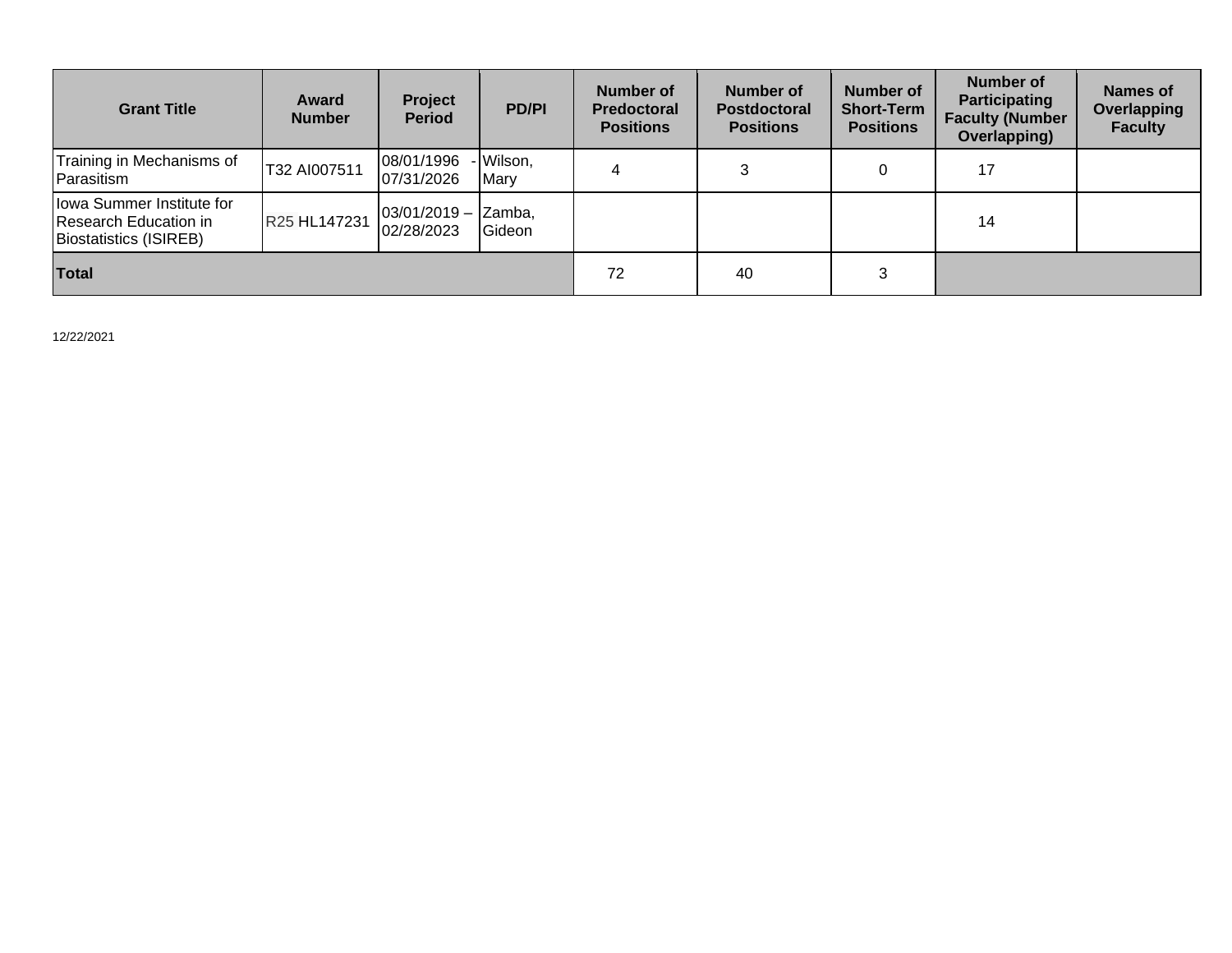| Grant Title | Award Number | Project Period | PD/PI | Number of Predoctoral Positions | Number of Postdoctoral Positions | Number of Short-Term Positions | Number of Participating Faculty (Number Overlapping) | Names of Overlapping Faculty |
|---|---|---|---|---|---|---|---|---|
| Training in Mechanisms of Parasitism | T32 AI007511 | 08/01/1996 - 07/31/2026 | Wilson, Mary | 4 | 3 | 0 | 17 | |
| Iowa Summer Institute for Research Education in Biostatistics (ISIREB) | R25 HL147231 | 03/01/2019 – 02/28/2023 | Zamba, Gideon | | | | 14 | |
| **Total** | | | | 72 | 40 | 3 | | |

12/22/2021